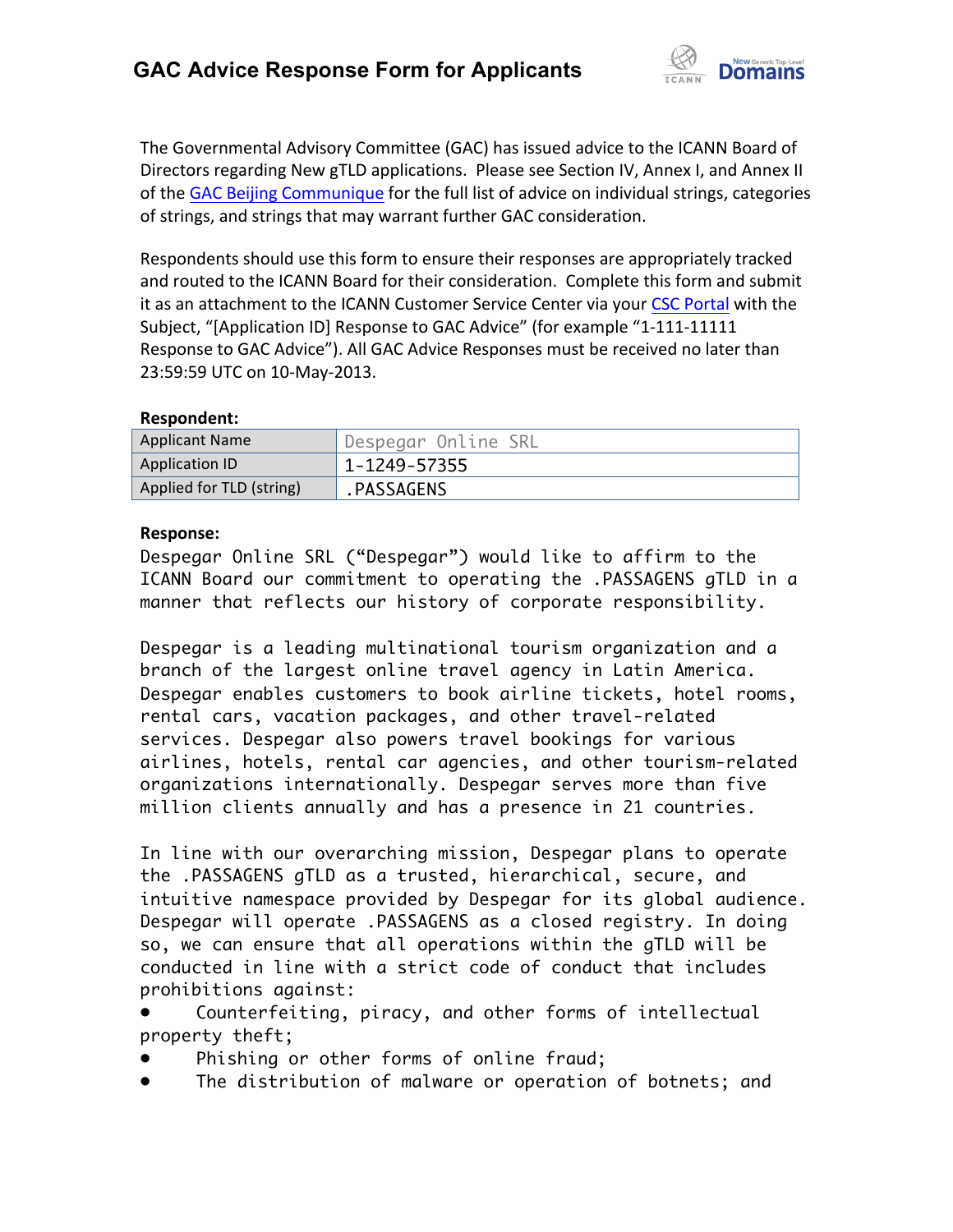# GAC Advice Response Form for Applicants

The Governmental Advisory Committee (GAC) has issued advice to the ICANN Board of Directors regarding New gTLD applications. Please see Section IV, Annex I, and Annex II of the GAC Beijing Communique for the full list of advice on individual strings, categories of strings, and strings that may warrant further GAC consideration.

Respondents should use this form to ensure their responses are appropriately tracked and routed to the ICANN Board for their consideration. Complete this form and submit it as an attachment to the ICANN Customer Service Center via your CSC Portal with the Subject, "[Application ID] Response to GAC Advice" (for example "1-111-11111 Response to GAC Advice"). All GAC Advice Responses must be received no later than 23:59:59 UTC on 10-May-2013.

**Respondent:**

| Applicant Name | Despegar Online SRL |
|---|---|
| Application ID | 1-1249-57355 |
| Applied for TLD (string) | .PASSAGENS |

**Response:**

Despegar Online SRL ("Despegar") would like to affirm to the ICANN Board our commitment to operating the .PASSAGENS gTLD in a manner that reflects our history of corporate responsibility.

Despegar is a leading multinational tourism organization and a branch of the largest online travel agency in Latin America. Despegar enables customers to book airline tickets, hotel rooms, rental cars, vacation packages, and other travel-related services. Despegar also powers travel bookings for various airlines, hotels, rental car agencies, and other tourism-related organizations internationally. Despegar serves more than five million clients annually and has a presence in 21 countries.

In line with our overarching mission, Despegar plans to operate the .PASSAGENS gTLD as a trusted, hierarchical, secure, and intuitive namespace provided by Despegar for its global audience. Despegar will operate .PASSAGENS as a closed registry. In doing so, we can ensure that all operations within the gTLD will be conducted in line with a strict code of conduct that includes prohibitions against:

- Counterfeiting, piracy, and other forms of intellectual property theft;
- Phishing or other forms of online fraud;
- The distribution of malware or operation of botnets; and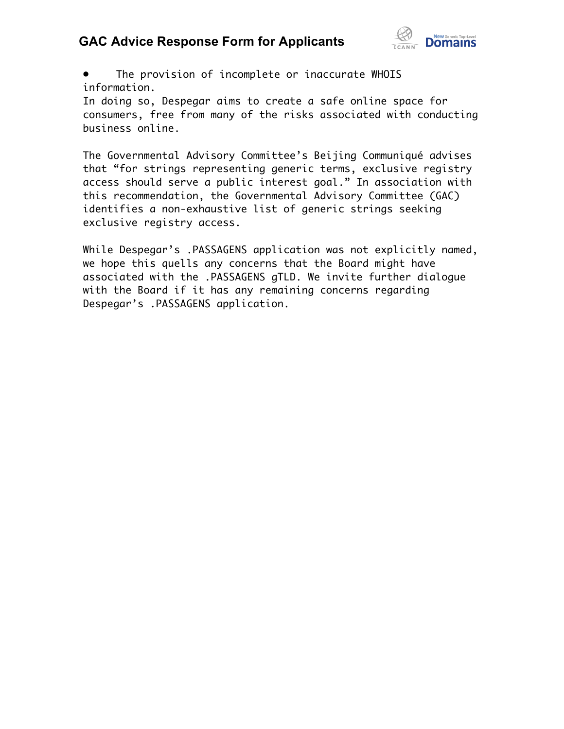- The provision of incomplete or inaccurate WHOIS information.

In doing so, Despegar aims to create a safe online space for consumers, free from many of the risks associated with conducting business online.

The Governmental Advisory Committee's Beijing Communiqué advises that "for strings representing generic terms, exclusive registry access should serve a public interest goal." In association with this recommendation, the Governmental Advisory Committee (GAC) identifies a non-exhaustive list of generic strings seeking exclusive registry access.

While Despegar's .PASSAGENS application was not explicitly named, we hope this quells any concerns that the Board might have associated with the .PASSAGENS gTLD. We invite further dialogue with the Board if it has any remaining concerns regarding Despegar's .PASSAGENS application.